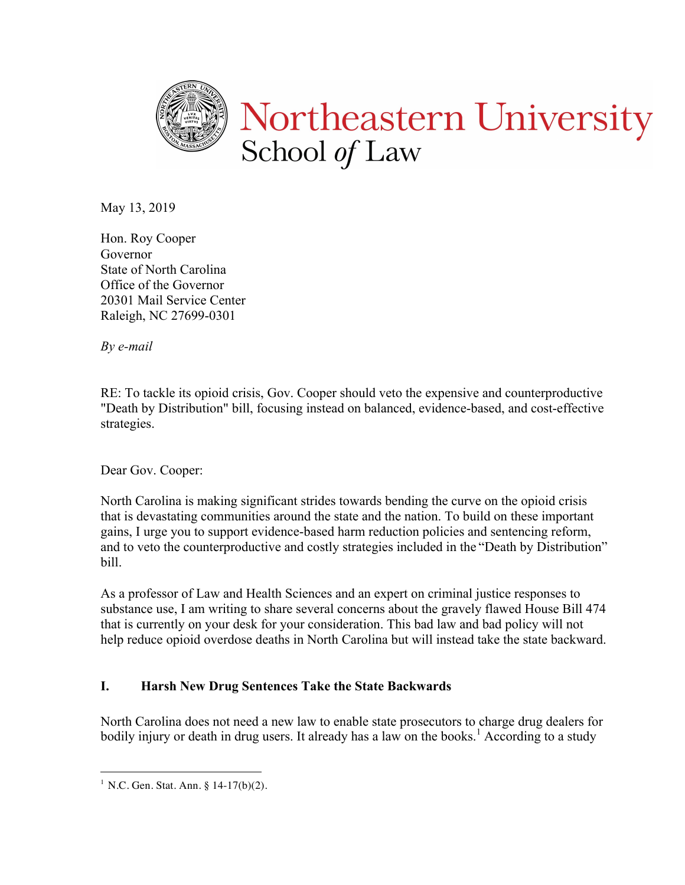Northeastern University School of Law

May 13, 2019

Hon. Roy Cooper  
Governor  
State of North Carolina  
Office of the Governor  
20301 Mail Service Center  
Raleigh, NC 27699-0301

*By e-mail*

RE: To tackle its opioid crisis, Gov. Cooper should veto the expensive and counterproductive "Death by Distribution" bill, focusing instead on balanced, evidence-based, and cost-effective strategies.

Dear Gov. Cooper:

North Carolina is making significant strides towards bending the curve on the opioid crisis that is devastating communities around the state and the nation. To build on these important gains, I urge you to support evidence-based harm reduction policies and sentencing reform, and to veto the counterproductive and costly strategies included in the "Death by Distribution" bill.

As a professor of Law and Health Sciences and an expert on criminal justice responses to substance use, I am writing to share several concerns about the gravely flawed House Bill 474 that is currently on your desk for your consideration. This bad law and bad policy will not help reduce opioid overdose deaths in North Carolina but will instead take the state backward.

## I. Harsh New Drug Sentences Take the State Backwards

North Carolina does not need a new law to enable state prosecutors to charge drug dealers for bodily injury or death in drug users. It already has a law on the books.[1] According to a study

[1] N.C. Gen. Stat. Ann. § 14-17(b)(2).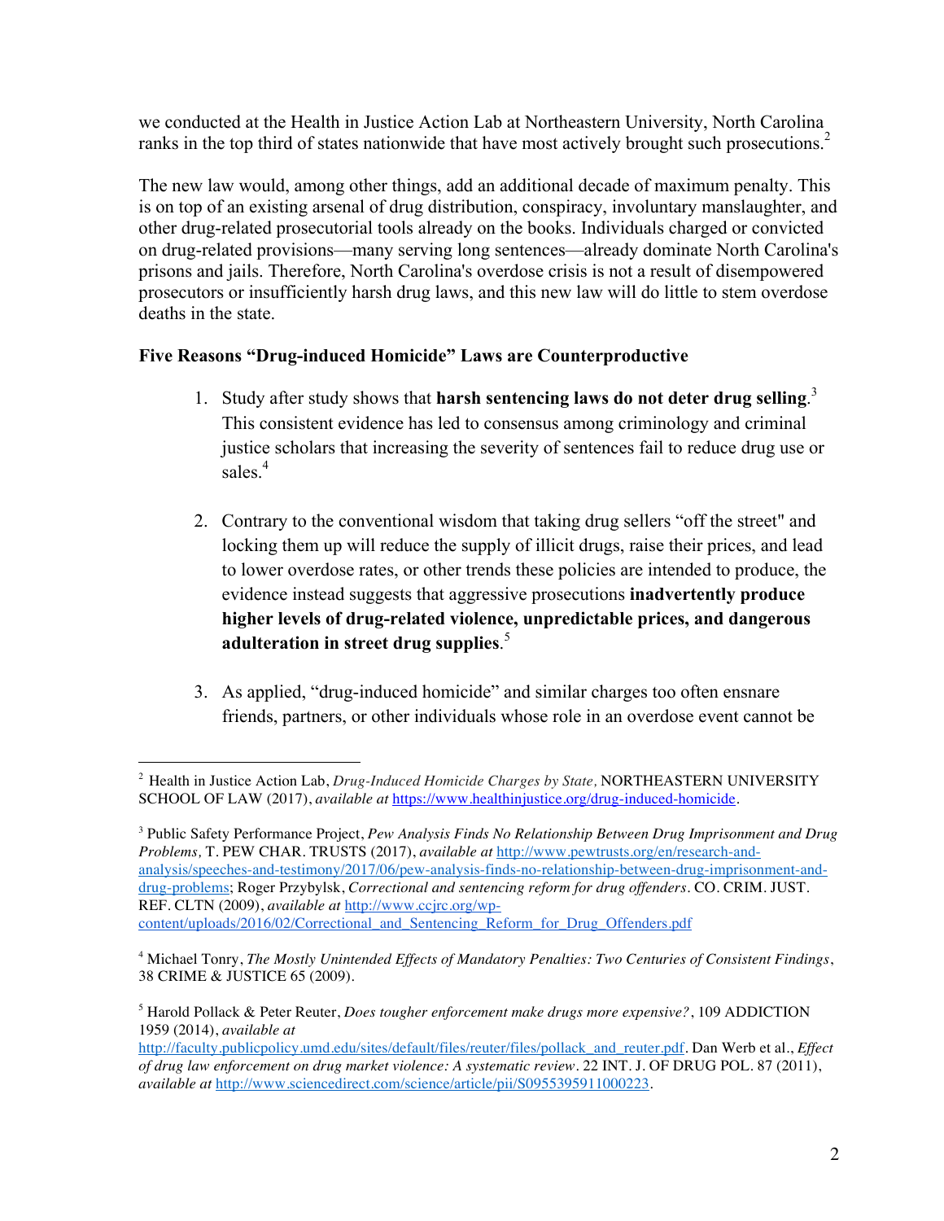we conducted at the Health in Justice Action Lab at Northeastern University, North Carolina ranks in the top third of states nationwide that have most actively brought such prosecutions.[2]

The new law would, among other things, add an additional decade of maximum penalty. This is on top of an existing arsenal of drug distribution, conspiracy, involuntary manslaughter, and other drug-related prosecutorial tools already on the books. Individuals charged or convicted on drug-related provisions—many serving long sentences—already dominate North Carolina's prisons and jails. Therefore, North Carolina's overdose crisis is not a result of disempowered prosecutors or insufficiently harsh drug laws, and this new law will do little to stem overdose deaths in the state.

**Five Reasons "Drug-induced Homicide" Laws are Counterproductive**

1. Study after study shows that **harsh sentencing laws do not deter drug selling**.[3] This consistent evidence has led to consensus among criminology and criminal justice scholars that increasing the severity of sentences fail to reduce drug use or sales.[4]

2. Contrary to the conventional wisdom that taking drug sellers "off the street" and locking them up will reduce the supply of illicit drugs, raise their prices, and lead to lower overdose rates, or other trends these policies are intended to produce, the evidence instead suggests that aggressive prosecutions **inadvertently produce higher levels of drug-related violence, unpredictable prices, and dangerous adulteration in street drug supplies**.[5]

3. As applied, "drug-induced homicide" and similar charges too often ensnare friends, partners, or other individuals whose role in an overdose event cannot be

---

[2] Health in Justice Action Lab, *Drug-Induced Homicide Charges by State,* NORTHEASTERN UNIVERSITY SCHOOL OF LAW (2017), *available at* https://www.healthinjustice.org/drug-induced-homicide.

[3] Public Safety Performance Project, *Pew Analysis Finds No Relationship Between Drug Imprisonment and Drug Problems,* T. PEW CHAR. TRUSTS (2017), *available at* http://www.pewtrusts.org/en/research-and-analysis/speeches-and-testimony/2017/06/pew-analysis-finds-no-relationship-between-drug-imprisonment-and-drug-problems; Roger Przybylsk, *Correctional and sentencing reform for drug offenders*. CO. CRIM. JUST. REF. CLTN (2009), *available at* http://www.ccjrc.org/wp-content/uploads/2016/02/Correctional_and_Sentencing_Reform_for_Drug_Offenders.pdf

[4] Michael Tonry, *The Mostly Unintended Effects of Mandatory Penalties: Two Centuries of Consistent Findings*, 38 CRIME & JUSTICE 65 (2009).

[5] Harold Pollack & Peter Reuter, *Does tougher enforcement make drugs more expensive?*, 109 ADDICTION 1959 (2014), *available at* http://faculty.publicpolicy.umd.edu/sites/default/files/reuter/files/pollack_and_reuter.pdf. Dan Werb et al., *Effect of drug law enforcement on drug market violence: A systematic review*. 22 INT. J. OF DRUG POL. 87 (2011), *available at* http://www.sciencedirect.com/science/article/pii/S0955395911000223.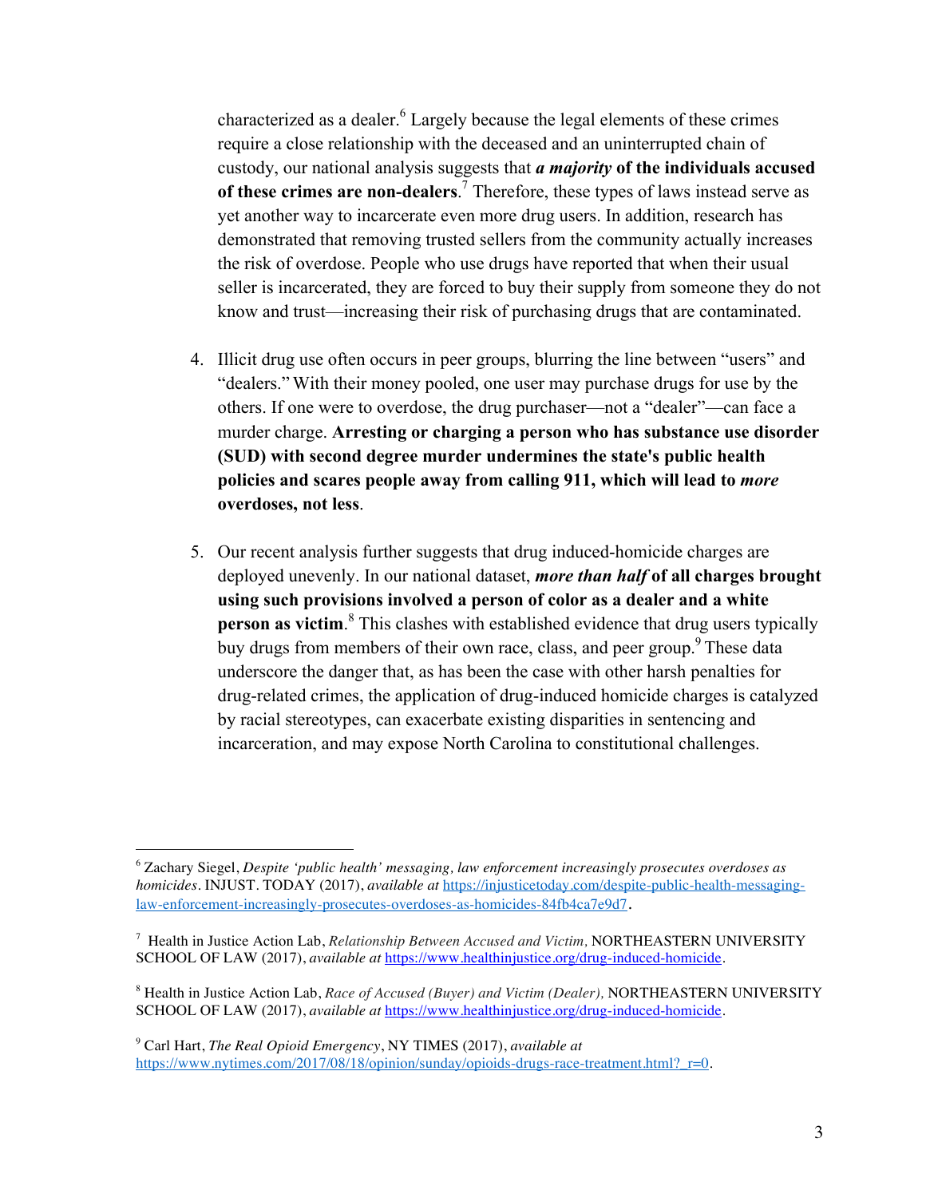characterized as a dealer.[6] Largely because the legal elements of these crimes require a close relationship with the deceased and an uninterrupted chain of custody, our national analysis suggests that ***a majority*** **of the individuals accused of these crimes are non-dealers**.[7] Therefore, these types of laws instead serve as yet another way to incarcerate even more drug users. In addition, research has demonstrated that removing trusted sellers from the community actually increases the risk of overdose. People who use drugs have reported that when their usual seller is incarcerated, they are forced to buy their supply from someone they do not know and trust—increasing their risk of purchasing drugs that are contaminated.

4. Illicit drug use often occurs in peer groups, blurring the line between "users" and "dealers." With their money pooled, one user may purchase drugs for use by the others. If one were to overdose, the drug purchaser—not a "dealer"—can face a murder charge. **Arresting or charging a person who has substance use disorder (SUD) with second degree murder undermines the state's public health policies and scares people away from calling 911, which will lead to *more* overdoses, not less**.

5. Our recent analysis further suggests that drug induced-homicide charges are deployed unevenly. In our national dataset, ***more than half*** **of all charges brought using such provisions involved a person of color as a dealer and a white person as victim**.[8] This clashes with established evidence that drug users typically buy drugs from members of their own race, class, and peer group.[9] These data underscore the danger that, as has been the case with other harsh penalties for drug-related crimes, the application of drug-induced homicide charges is catalyzed by racial stereotypes, can exacerbate existing disparities in sentencing and incarceration, and may expose North Carolina to constitutional challenges.

---

[6] Zachary Siegel, *Despite 'public health' messaging, law enforcement increasingly prosecutes overdoses as homicides*. INJUST. TODAY (2017), *available at* https://injusticetoday.com/despite-public-health-messaging-law-enforcement-increasingly-prosecutes-overdoses-as-homicides-84fb4ca7e9d7.

[7] Health in Justice Action Lab, *Relationship Between Accused and Victim,* NORTHEASTERN UNIVERSITY SCHOOL OF LAW (2017), *available at* https://www.healthinjustice.org/drug-induced-homicide.

[8] Health in Justice Action Lab, *Race of Accused (Buyer) and Victim (Dealer),* NORTHEASTERN UNIVERSITY SCHOOL OF LAW (2017), *available at* https://www.healthinjustice.org/drug-induced-homicide.

[9] Carl Hart, *The Real Opioid Emergency*, NY TIMES (2017), *available at* https://www.nytimes.com/2017/08/18/opinion/sunday/opioids-drugs-race-treatment.html?_r=0.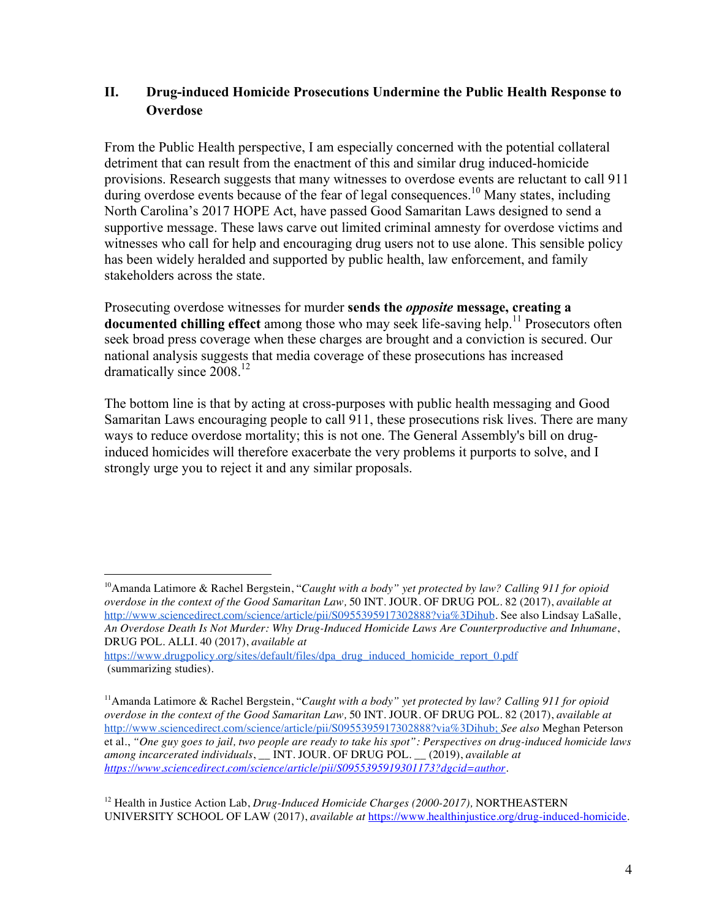## II. Drug-induced Homicide Prosecutions Undermine the Public Health Response to Overdose

From the Public Health perspective, I am especially concerned with the potential collateral detriment that can result from the enactment of this and similar drug induced-homicide provisions. Research suggests that many witnesses to overdose events are reluctant to call 911 during overdose events because of the fear of legal consequences.[10] Many states, including North Carolina's 2017 HOPE Act, have passed Good Samaritan Laws designed to send a supportive message. These laws carve out limited criminal amnesty for overdose victims and witnesses who call for help and encouraging drug users not to use alone. This sensible policy has been widely heralded and supported by public health, law enforcement, and family stakeholders across the state.

Prosecuting overdose witnesses for murder **sends the *opposite* message, creating a documented chilling effect** among those who may seek life-saving help.[11] Prosecutors often seek broad press coverage when these charges are brought and a conviction is secured. Our national analysis suggests that media coverage of these prosecutions has increased dramatically since 2008.[12]

The bottom line is that by acting at cross-purposes with public health messaging and Good Samaritan Laws encouraging people to call 911, these prosecutions risk lives. There are many ways to reduce overdose mortality; this is not one. The General Assembly's bill on drug-induced homicides will therefore exacerbate the very problems it purports to solve, and I strongly urge you to reject it and any similar proposals.

---

[10] Amanda Latimore & Rachel Bergstein, "*Caught with a body" yet protected by law? Calling 911 for opioid overdose in the context of the Good Samaritan Law,* 50 INT. JOUR. OF DRUG POL. 82 (2017), *available at* http://www.sciencedirect.com/science/article/pii/S0955395917302888?via%3Dihub. See also Lindsay LaSalle, *An Overdose Death Is Not Murder: Why Drug-Induced Homicide Laws Are Counterproductive and Inhumane*, DRUG POL. ALLI. 40 (2017), *available at* https://www.drugpolicy.org/sites/default/files/dpa_drug_induced_homicide_report_0.pdf (summarizing studies).

[11] Amanda Latimore & Rachel Bergstein, "*Caught with a body" yet protected by law? Calling 911 for opioid overdose in the context of the Good Samaritan Law,* 50 INT. JOUR. OF DRUG POL. 82 (2017), *available at* http://www.sciencedirect.com/science/article/pii/S0955395917302888?via%3Dihub; *See also* Meghan Peterson et al., *"One guy goes to jail, two people are ready to take his spot": Perspectives on drug-induced homicide laws among incarcerated individuals*, __ INT. JOUR. OF DRUG POL. __ (2019), *available at* *https://www.sciencedirect.com/science/article/pii/S0955395919301173?dgcid=author*.

[12] Health in Justice Action Lab, *Drug-Induced Homicide Charges (2000-2017),* NORTHEASTERN UNIVERSITY SCHOOL OF LAW (2017), *available at* https://www.healthinjustice.org/drug-induced-homicide.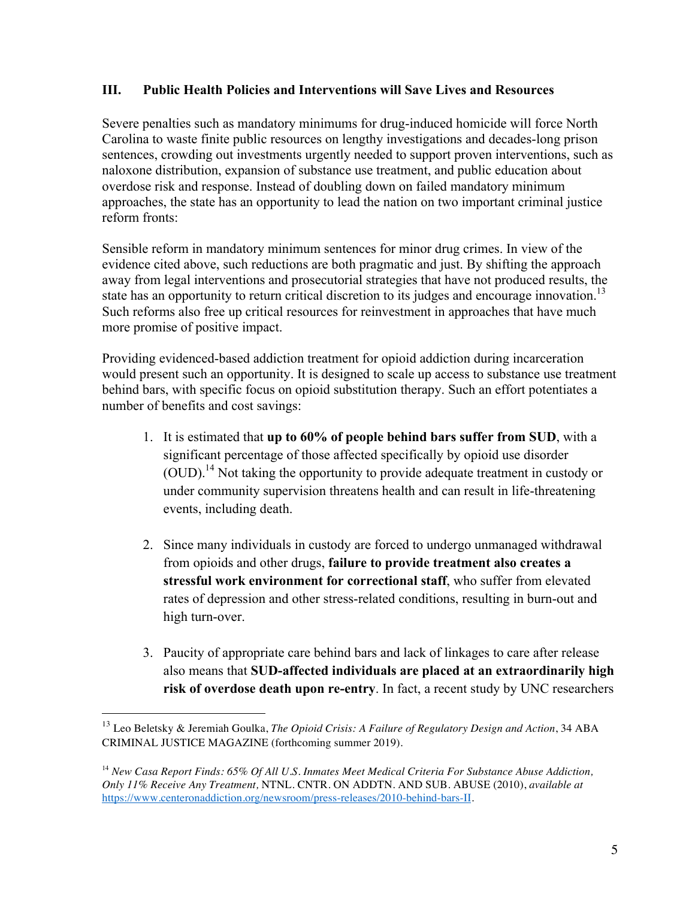### III. Public Health Policies and Interventions will Save Lives and Resources

Severe penalties such as mandatory minimums for drug-induced homicide will force North Carolina to waste finite public resources on lengthy investigations and decades-long prison sentences, crowding out investments urgently needed to support proven interventions, such as naloxone distribution, expansion of substance use treatment, and public education about overdose risk and response. Instead of doubling down on failed mandatory minimum approaches, the state has an opportunity to lead the nation on two important criminal justice reform fronts:

Sensible reform in mandatory minimum sentences for minor drug crimes. In view of the evidence cited above, such reductions are both pragmatic and just. By shifting the approach away from legal interventions and prosecutorial strategies that have not produced results, the state has an opportunity to return critical discretion to its judges and encourage innovation.[13] Such reforms also free up critical resources for reinvestment in approaches that have much more promise of positive impact.

Providing evidenced-based addiction treatment for opioid addiction during incarceration would present such an opportunity. It is designed to scale up access to substance use treatment behind bars, with specific focus on opioid substitution therapy. Such an effort potentiates a number of benefits and cost savings:

1. It is estimated that **up to 60% of people behind bars suffer from SUD**, with a significant percentage of those affected specifically by opioid use disorder (OUD).[14] Not taking the opportunity to provide adequate treatment in custody or under community supervision threatens health and can result in life-threatening events, including death.

2. Since many individuals in custody are forced to undergo unmanaged withdrawal from opioids and other drugs, **failure to provide treatment also creates a stressful work environment for correctional staff**, who suffer from elevated rates of depression and other stress-related conditions, resulting in burn-out and high turn-over.

3. Paucity of appropriate care behind bars and lack of linkages to care after release also means that **SUD-affected individuals are placed at an extraordinarily high risk of overdose death upon re-entry**. In fact, a recent study by UNC researchers

---

[13] Leo Beletsky & Jeremiah Goulka, *The Opioid Crisis: A Failure of Regulatory Design and Action*, 34 ABA CRIMINAL JUSTICE MAGAZINE (forthcoming summer 2019).

[14] *New Casa Report Finds: 65% Of All U.S. Inmates Meet Medical Criteria For Substance Abuse Addiction, Only 11% Receive Any Treatment,* NTNL. CNTR. ON ADDTN. AND SUB. ABUSE (2010), *available at* https://www.centeronaddiction.org/newsroom/press-releases/2010-behind-bars-II.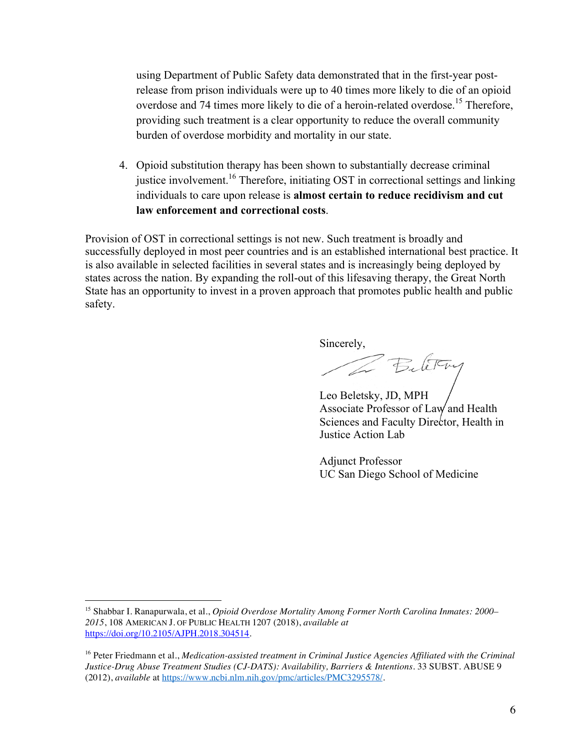using Department of Public Safety data demonstrated that in the first-year post-release from prison individuals were up to 40 times more likely to die of an opioid overdose and 74 times more likely to die of a heroin-related overdose.[15] Therefore, providing such treatment is a clear opportunity to reduce the overall community burden of overdose morbidity and mortality in our state.

4. Opioid substitution therapy has been shown to substantially decrease criminal justice involvement.[16] Therefore, initiating OST in correctional settings and linking individuals to care upon release is **almost certain to reduce recidivism and cut law enforcement and correctional costs**.

Provision of OST in correctional settings is not new. Such treatment is broadly and successfully deployed in most peer countries and is an established international best practice. It is also available in selected facilities in several states and is increasingly being deployed by states across the nation. By expanding the roll-out of this lifesaving therapy, the Great North State has an opportunity to invest in a proven approach that promotes public health and public safety.

Sincerely,

Leo Beletsky, JD, MPH
Associate Professor of Law and Health Sciences and Faculty Director, Health in Justice Action Lab

Adjunct Professor
UC San Diego School of Medicine

---

[15] Shabbar I. Ranapurwala, et al., *Opioid Overdose Mortality Among Former North Carolina Inmates: 2000–2015*, 108 AMERICAN J. OF PUBLIC HEALTH 1207 (2018), *available at* https://doi.org/10.2105/AJPH.2018.304514.

[16] Peter Friedmann et al., *Medication-assisted treatment in Criminal Justice Agencies Affiliated with the Criminal Justice-Drug Abuse Treatment Studies (CJ-DATS): Availability, Barriers & Intentions*. 33 SUBST. ABUSE 9 (2012), *available* at https://www.ncbi.nlm.nih.gov/pmc/articles/PMC3295578/.